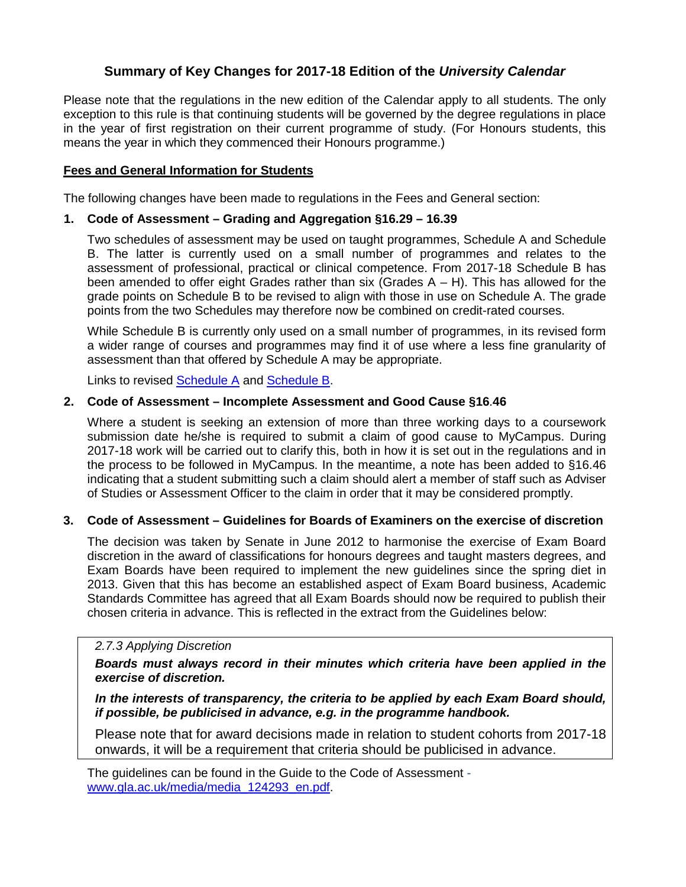# Summary of Key Changes for 2017-18 Edition of the *University Calendar*

Please note that the regulations in the new edition of the Calendar apply to all students. The only exception to this rule is that continuing students will be governed by the degree regulations in place in the year of first registration on their current programme of study. (For Honours students, this means the year in which they commenced their Honours programme.)

## Fees and General Information for Students

The following changes have been made to regulations in the Fees and General section:

### 1. Code of Assessment – Grading and Aggregation §16.29 – 16.39

Two schedules of assessment may be used on taught programmes, Schedule A and Schedule B. The latter is currently used on a small number of programmes and relates to the assessment of professional, practical or clinical competence. From 2017-18 Schedule B has been amended to offer eight Grades rather than six (Grades A – H). This has allowed for the grade points on Schedule B to be revised to align with those in use on Schedule A. The grade points from the two Schedules may therefore now be combined on credit-rated courses.

While Schedule B is currently only used on a small number of programmes, in its revised form a wider range of courses and programmes may find it of use where a less fine granularity of assessment than that offered by Schedule A may be appropriate.

Links to revised Schedule A and Schedule B.

### 2. Code of Assessment – Incomplete Assessment and Good Cause §16.46

Where a student is seeking an extension of more than three working days to a coursework submission date he/she is required to submit a claim of good cause to MyCampus. During 2017-18 work will be carried out to clarify this, both in how it is set out in the regulations and in the process to be followed in MyCampus. In the meantime, a note has been added to §16.46 indicating that a student submitting such a claim should alert a member of staff such as Adviser of Studies or Assessment Officer to the claim in order that it may be considered promptly.

### 3. Code of Assessment – Guidelines for Boards of Examiners on the exercise of discretion

The decision was taken by Senate in June 2012 to harmonise the exercise of Exam Board discretion in the award of classifications for honours degrees and taught masters degrees, and Exam Boards have been required to implement the new guidelines since the spring diet in 2013. Given that this has become an established aspect of Exam Board business, Academic Standards Committee has agreed that all Exam Boards should now be required to publish their chosen criteria in advance. This is reflected in the extract from the Guidelines below:

> *2.7.3 Applying Discretion*
>
> ***Boards must always record in their minutes which criteria have been applied in the exercise of discretion.***
>
> ***In the interests of transparency, the criteria to be applied by each Exam Board should, if possible, be publicised in advance, e.g. in the programme handbook.***
>
> Please note that for award decisions made in relation to student cohorts from 2017-18 onwards, it will be a requirement that criteria should be publicised in advance.

The guidelines can be found in the Guide to the Code of Assessment - www.gla.ac.uk/media/media_124293_en.pdf.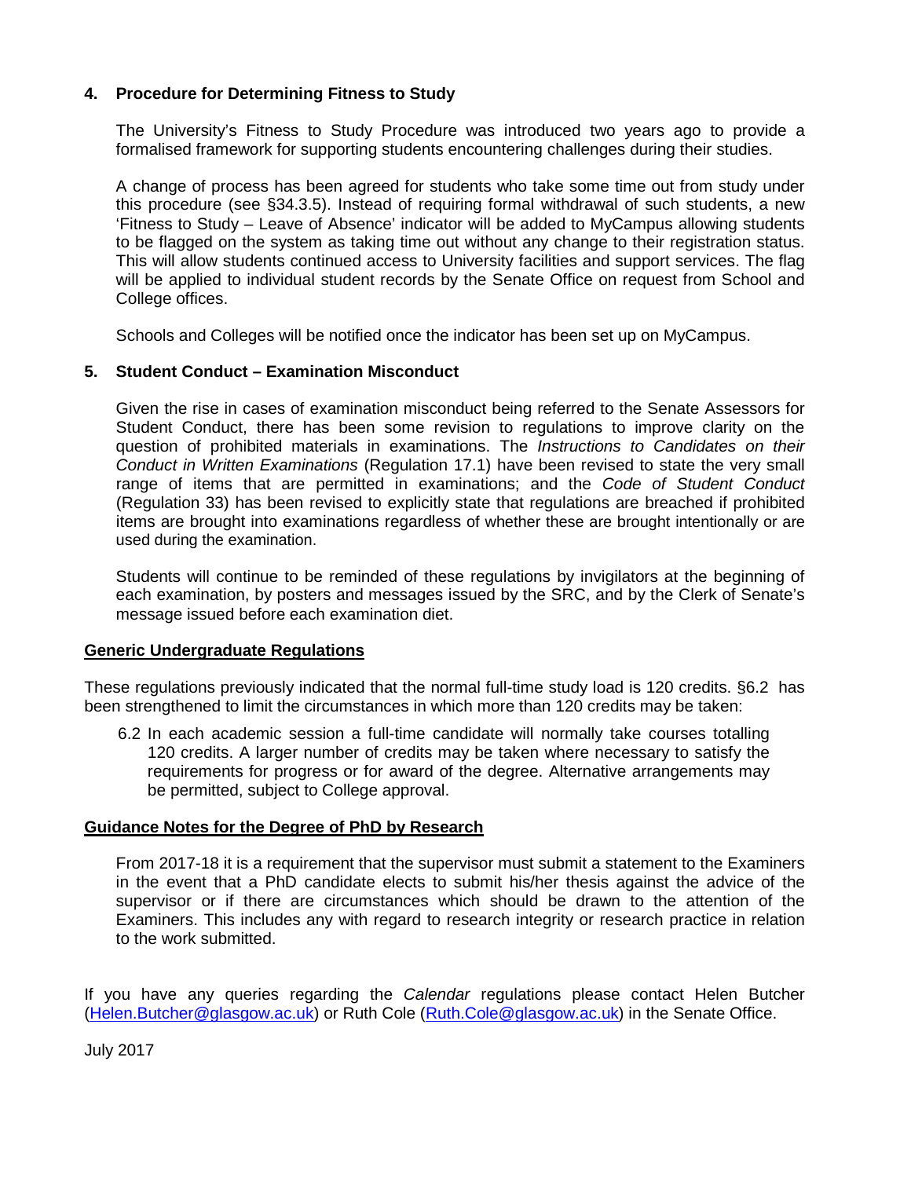## 4. Procedure for Determining Fitness to Study

The University's Fitness to Study Procedure was introduced two years ago to provide a formalised framework for supporting students encountering challenges during their studies.

A change of process has been agreed for students who take some time out from study under this procedure (see §34.3.5). Instead of requiring formal withdrawal of such students, a new 'Fitness to Study – Leave of Absence' indicator will be added to MyCampus allowing students to be flagged on the system as taking time out without any change to their registration status. This will allow students continued access to University facilities and support services. The flag will be applied to individual student records by the Senate Office on request from School and College offices.

Schools and Colleges will be notified once the indicator has been set up on MyCampus.

## 5. Student Conduct – Examination Misconduct

Given the rise in cases of examination misconduct being referred to the Senate Assessors for Student Conduct, there has been some revision to regulations to improve clarity on the question of prohibited materials in examinations. The *Instructions to Candidates on their Conduct in Written Examinations* (Regulation 17.1) have been revised to state the very small range of items that are permitted in examinations; and the *Code of Student Conduct* (Regulation 33) has been revised to explicitly state that regulations are breached if prohibited items are brought into examinations regardless of whether these are brought intentionally or are used during the examination.

Students will continue to be reminded of these regulations by invigilators at the beginning of each examination, by posters and messages issued by the SRC, and by the Clerk of Senate's message issued before each examination diet.

### Generic Undergraduate Regulations

These regulations previously indicated that the normal full-time study load is 120 credits. §6.2 has been strengthened to limit the circumstances in which more than 120 credits may be taken:

> 6.2 In each academic session a full-time candidate will normally take courses totalling 120 credits. A larger number of credits may be taken where necessary to satisfy the requirements for progress or for award of the degree. Alternative arrangements may be permitted, subject to College approval.

### Guidance Notes for the Degree of PhD by Research

From 2017-18 it is a requirement that the supervisor must submit a statement to the Examiners in the event that a PhD candidate elects to submit his/her thesis against the advice of the supervisor or if there are circumstances which should be drawn to the attention of the Examiners. This includes any with regard to research integrity or research practice in relation to the work submitted.

If you have any queries regarding the *Calendar* regulations please contact Helen Butcher (Helen.Butcher@glasgow.ac.uk) or Ruth Cole (Ruth.Cole@glasgow.ac.uk) in the Senate Office.

July 2017